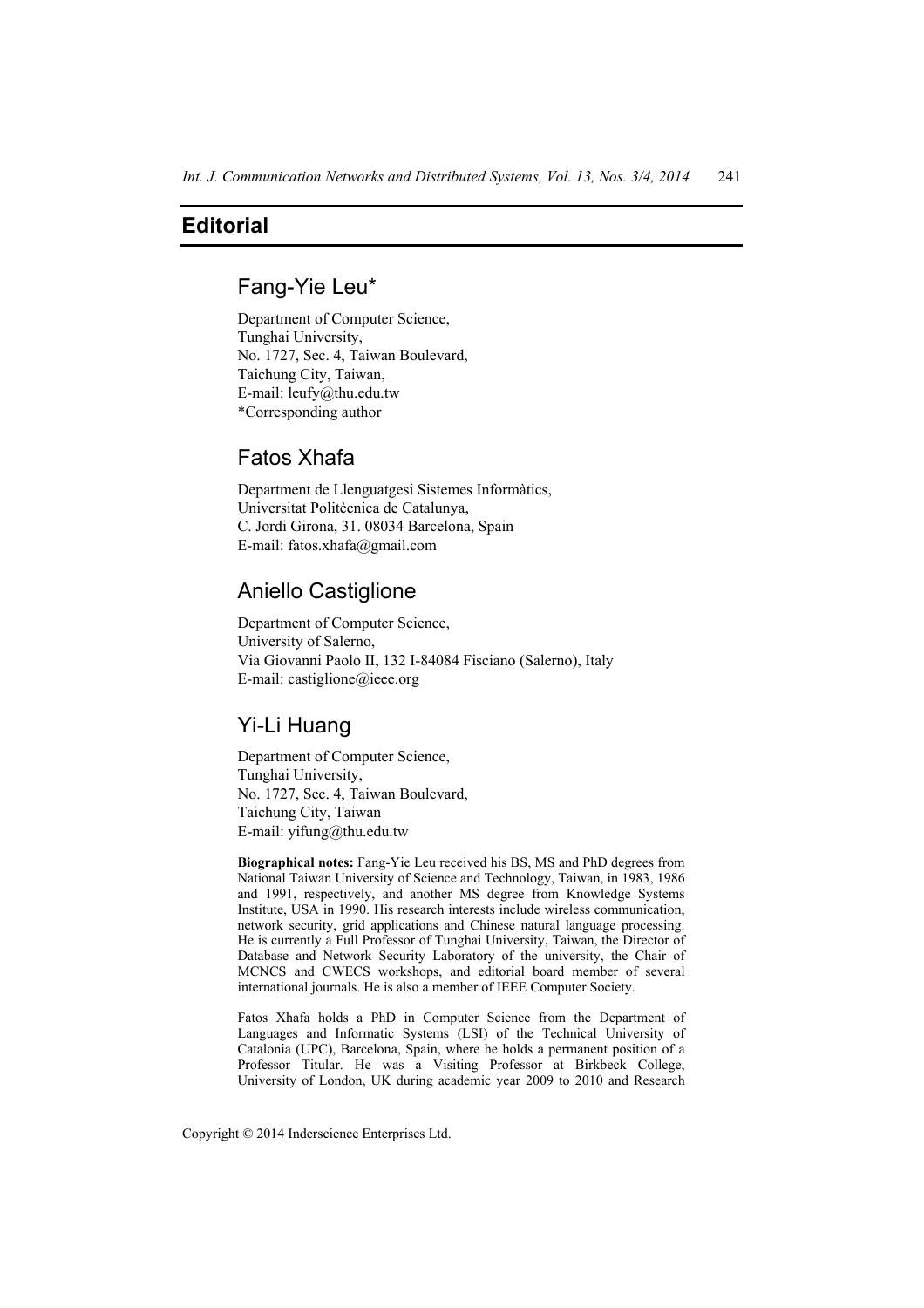# Editorial

## Fang-Yie Leu*

Department of Computer Science,
Tunghai University,
No. 1727, Sec. 4, Taiwan Boulevard,
Taichung City, Taiwan,
E-mail: leufy@thu.edu.tw
*Corresponding author

## Fatos Xhafa

Department de Llenguatgesi Sistemes Informàtics,
Universitat Politècnica de Catalunya,
C. Jordi Girona, 31. 08034 Barcelona, Spain
E-mail: fatos.xhafa@gmail.com

## Aniello Castiglione

Department of Computer Science,
University of Salerno,
Via Giovanni Paolo II, 132 I-84084 Fisciano (Salerno), Italy
E-mail: castiglione@ieee.org

## Yi-Li Huang

Department of Computer Science,
Tunghai University,
No. 1727, Sec. 4, Taiwan Boulevard,
Taichung City, Taiwan
E-mail: yifung@thu.edu.tw

**Biographical notes:** Fang-Yie Leu received his BS, MS and PhD degrees from National Taiwan University of Science and Technology, Taiwan, in 1983, 1986 and 1991, respectively, and another MS degree from Knowledge Systems Institute, USA in 1990. His research interests include wireless communication, network security, grid applications and Chinese natural language processing. He is currently a Full Professor of Tunghai University, Taiwan, the Director of Database and Network Security Laboratory of the university, the Chair of MCNCS and CWECS workshops, and editorial board member of several international journals. He is also a member of IEEE Computer Society.

Fatos Xhafa holds a PhD in Computer Science from the Department of Languages and Informatic Systems (LSI) of the Technical University of Catalonia (UPC), Barcelona, Spain, where he holds a permanent position of a Professor Titular. He was a Visiting Professor at Birkbeck College, University of London, UK during academic year 2009 to 2010 and Research

Copyright © 2014 Inderscience Enterprises Ltd.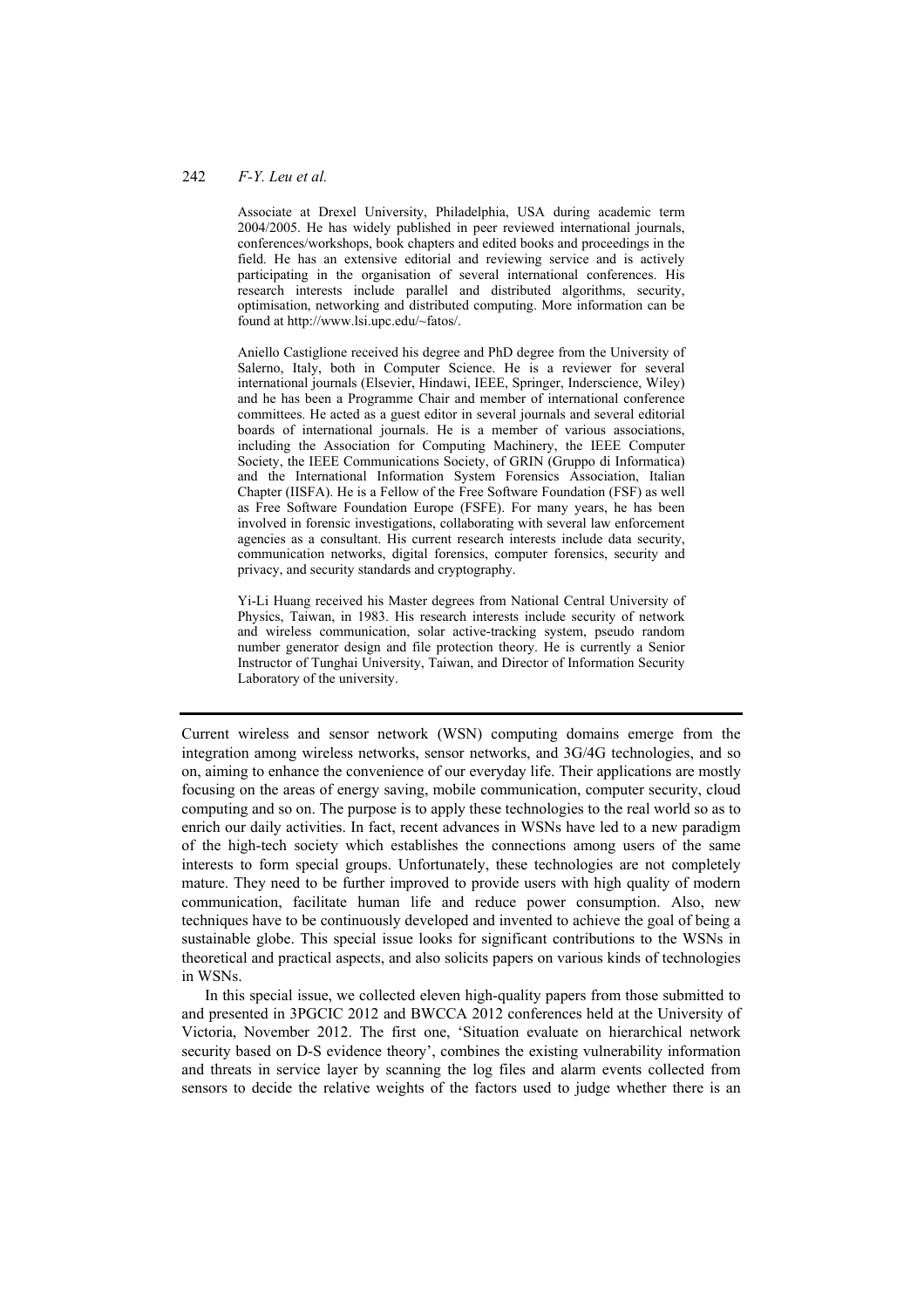Associate at Drexel University, Philadelphia, USA during academic term 2004/2005. He has widely published in peer reviewed international journals, conferences/workshops, book chapters and edited books and proceedings in the field. He has an extensive editorial and reviewing service and is actively participating in the organisation of several international conferences. His research interests include parallel and distributed algorithms, security, optimisation, networking and distributed computing. More information can be found at http://www.lsi.upc.edu/~fatos/.

Aniello Castiglione received his degree and PhD degree from the University of Salerno, Italy, both in Computer Science. He is a reviewer for several international journals (Elsevier, Hindawi, IEEE, Springer, Inderscience, Wiley) and he has been a Programme Chair and member of international conference committees. He acted as a guest editor in several journals and several editorial boards of international journals. He is a member of various associations, including the Association for Computing Machinery, the IEEE Computer Society, the IEEE Communications Society, of GRIN (Gruppo di Informatica) and the International Information System Forensics Association, Italian Chapter (IISFA). He is a Fellow of the Free Software Foundation (FSF) as well as Free Software Foundation Europe (FSFE). For many years, he has been involved in forensic investigations, collaborating with several law enforcement agencies as a consultant. His current research interests include data security, communication networks, digital forensics, computer forensics, security and privacy, and security standards and cryptography.

Yi-Li Huang received his Master degrees from National Central University of Physics, Taiwan, in 1983. His research interests include security of network and wireless communication, solar active-tracking system, pseudo random number generator design and file protection theory. He is currently a Senior Instructor of Tunghai University, Taiwan, and Director of Information Security Laboratory of the university.

---

Current wireless and sensor network (WSN) computing domains emerge from the integration among wireless networks, sensor networks, and 3G/4G technologies, and so on, aiming to enhance the convenience of our everyday life. Their applications are mostly focusing on the areas of energy saving, mobile communication, computer security, cloud computing and so on. The purpose is to apply these technologies to the real world so as to enrich our daily activities. In fact, recent advances in WSNs have led to a new paradigm of the high-tech society which establishes the connections among users of the same interests to form special groups. Unfortunately, these technologies are not completely mature. They need to be further improved to provide users with high quality of modern communication, facilitate human life and reduce power consumption. Also, new techniques have to be continuously developed and invented to achieve the goal of being a sustainable globe. This special issue looks for significant contributions to the WSNs in theoretical and practical aspects, and also solicits papers on various kinds of technologies in WSNs.

In this special issue, we collected eleven high-quality papers from those submitted to and presented in 3PGCIC 2012 and BWCCA 2012 conferences held at the University of Victoria, November 2012. The first one, 'Situation evaluate on hierarchical network security based on D-S evidence theory', combines the existing vulnerability information and threats in service layer by scanning the log files and alarm events collected from sensors to decide the relative weights of the factors used to judge whether there is an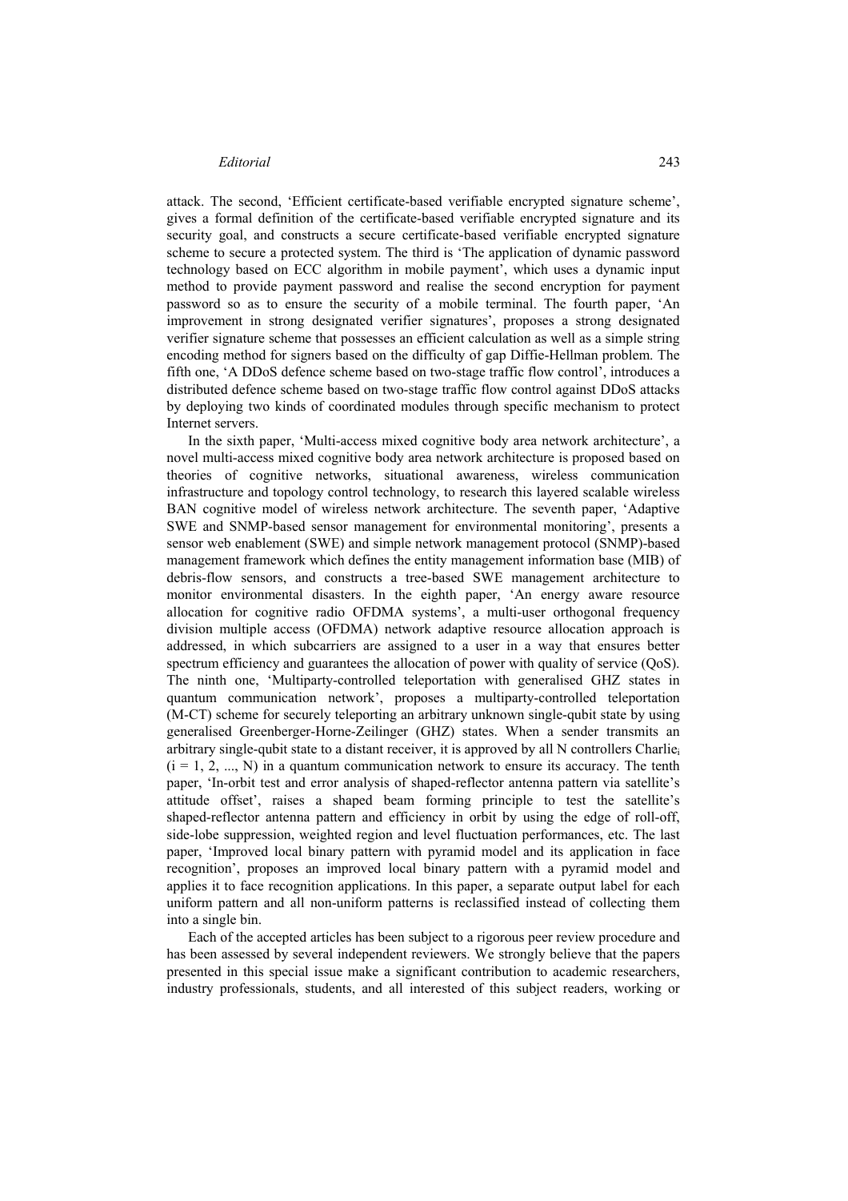attack. The second, ‘Efficient certificate-based verifiable encrypted signature scheme’, gives a formal definition of the certificate-based verifiable encrypted signature and its security goal, and constructs a secure certificate-based verifiable encrypted signature scheme to secure a protected system. The third is ‘The application of dynamic password technology based on ECC algorithm in mobile payment’, which uses a dynamic input method to provide payment password and realise the second encryption for payment password so as to ensure the security of a mobile terminal. The fourth paper, ‘An improvement in strong designated verifier signatures’, proposes a strong designated verifier signature scheme that possesses an efficient calculation as well as a simple string encoding method for signers based on the difficulty of gap Diffie-Hellman problem. The fifth one, ‘A DDoS defence scheme based on two-stage traffic flow control’, introduces a distributed defence scheme based on two-stage traffic flow control against DDoS attacks by deploying two kinds of coordinated modules through specific mechanism to protect Internet servers.

In the sixth paper, ‘Multi-access mixed cognitive body area network architecture’, a novel multi-access mixed cognitive body area network architecture is proposed based on theories of cognitive networks, situational awareness, wireless communication infrastructure and topology control technology, to research this layered scalable wireless BAN cognitive model of wireless network architecture. The seventh paper, ‘Adaptive SWE and SNMP-based sensor management for environmental monitoring’, presents a sensor web enablement (SWE) and simple network management protocol (SNMP)-based management framework which defines the entity management information base (MIB) of debris-flow sensors, and constructs a tree-based SWE management architecture to monitor environmental disasters. In the eighth paper, ‘An energy aware resource allocation for cognitive radio OFDMA systems’, a multi-user orthogonal frequency division multiple access (OFDMA) network adaptive resource allocation approach is addressed, in which subcarriers are assigned to a user in a way that ensures better spectrum efficiency and guarantees the allocation of power with quality of service (QoS). The ninth one, ‘Multiparty-controlled teleportation with generalised GHZ states in quantum communication network’, proposes a multiparty-controlled teleportation (M-CT) scheme for securely teleporting an arbitrary unknown single-qubit state by using generalised Greenberger-Horne-Zeilinger (GHZ) states. When a sender transmits an arbitrary single-qubit state to a distant receiver, it is approved by all N controllers $\text{Charlie}_i$ $(i = 1, 2, ..., N)$ in a quantum communication network to ensure its accuracy. The tenth paper, ‘In-orbit test and error analysis of shaped-reflector antenna pattern via satellite’s attitude offset’, raises a shaped beam forming principle to test the satellite’s shaped-reflector antenna pattern and efficiency in orbit by using the edge of roll-off, side-lobe suppression, weighted region and level fluctuation performances, etc. The last paper, ‘Improved local binary pattern with pyramid model and its application in face recognition’, proposes an improved local binary pattern with a pyramid model and applies it to face recognition applications. In this paper, a separate output label for each uniform pattern and all non-uniform patterns is reclassified instead of collecting them into a single bin.

Each of the accepted articles has been subject to a rigorous peer review procedure and has been assessed by several independent reviewers. We strongly believe that the papers presented in this special issue make a significant contribution to academic researchers, industry professionals, students, and all interested of this subject readers, working or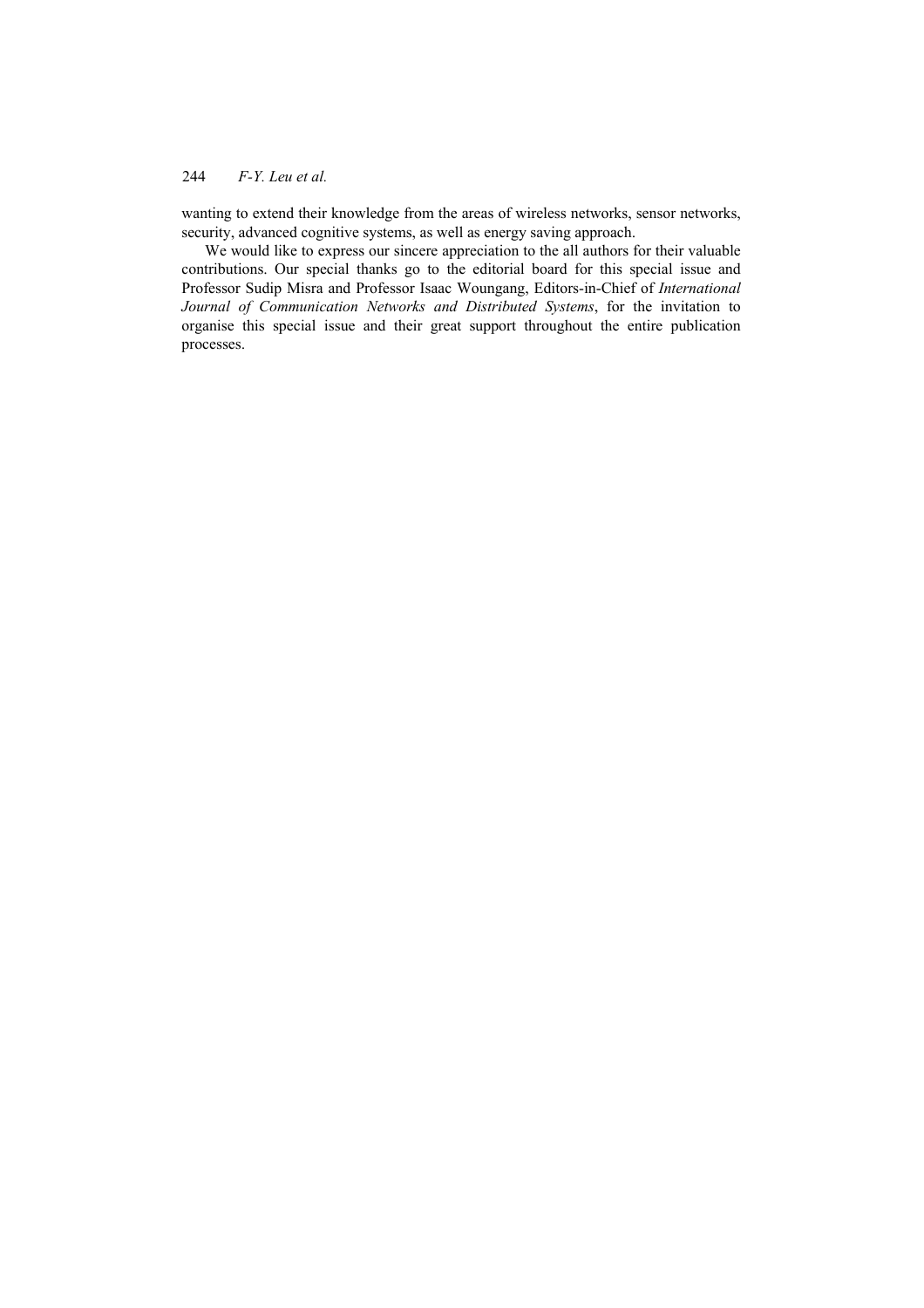wanting to extend their knowledge from the areas of wireless networks, sensor networks, security, advanced cognitive systems, as well as energy saving approach.

We would like to express our sincere appreciation to the all authors for their valuable contributions. Our special thanks go to the editorial board for this special issue and Professor Sudip Misra and Professor Isaac Woungang, Editors-in-Chief of *International Journal of Communication Networks and Distributed Systems*, for the invitation to organise this special issue and their great support throughout the entire publication processes.